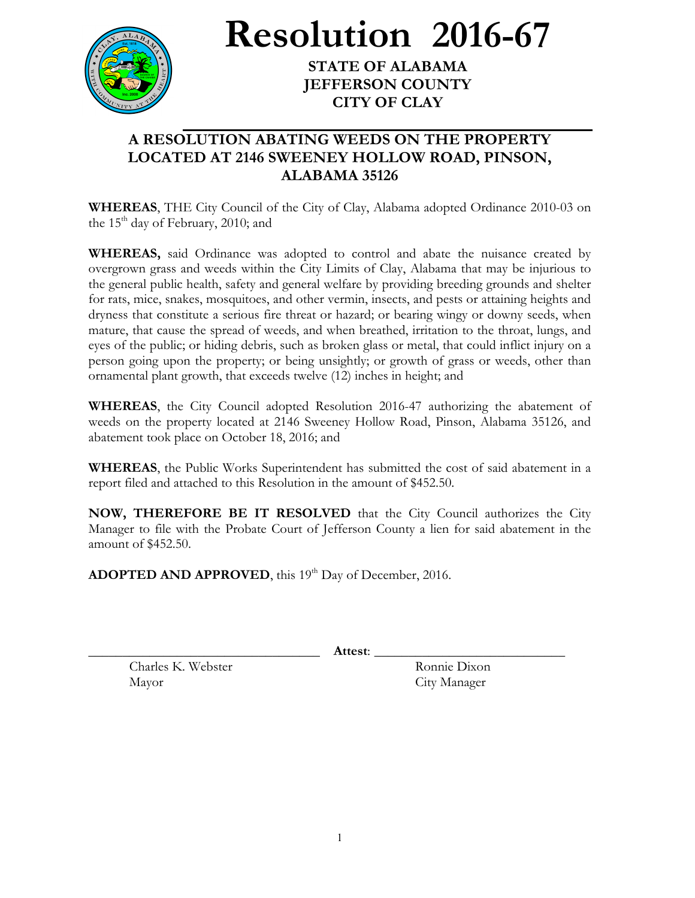# Resolution 2016-67

**STATE OF ALABAMA**
**JEFFERSON COUNTY**
**CITY OF CLAY**

## A RESOLUTION ABATING WEEDS ON THE PROPERTY LOCATED AT 2146 SWEENEY HOLLOW ROAD, PINSON, ALABAMA 35126

**WHEREAS**, THE City Council of the City of Clay, Alabama adopted Ordinance 2010-03 on the 15th day of February, 2010; and

**WHEREAS,** said Ordinance was adopted to control and abate the nuisance created by overgrown grass and weeds within the City Limits of Clay, Alabama that may be injurious to the general public health, safety and general welfare by providing breeding grounds and shelter for rats, mice, snakes, mosquitoes, and other vermin, insects, and pests or attaining heights and dryness that constitute a serious fire threat or hazard; or bearing wingy or downy seeds, when mature, that cause the spread of weeds, and when breathed, irritation to the throat, lungs, and eyes of the public; or hiding debris, such as broken glass or metal, that could inflict injury on a person going upon the property; or being unsightly; or growth of grass or weeds, other than ornamental plant growth, that exceeds twelve (12) inches in height; and

**WHEREAS**, the City Council adopted Resolution 2016-47 authorizing the abatement of weeds on the property located at 2146 Sweeney Hollow Road, Pinson, Alabama 35126, and abatement took place on October 18, 2016; and

**WHEREAS**, the Public Works Superintendent has submitted the cost of said abatement in a report filed and attached to this Resolution in the amount of $452.50.

**NOW, THEREFORE BE IT RESOLVED** that the City Council authorizes the City Manager to file with the Probate Court of Jefferson County a lien for said abatement in the amount of $452.50.

**ADOPTED AND APPROVED**, this 19th Day of December, 2016.

\_\_\_\_\_\_\_\_\_\_\_\_\_\_\_\_\_\_\_\_\_\_\_\_\_\_\_\_\_\_ **Attest**: \_\_\_\_\_\_\_\_\_\_\_\_\_\_\_\_\_\_\_\_\_\_\_\_\_\_\_\_\_\_

Charles K. Webster
Mayor

Ronnie Dixon
City Manager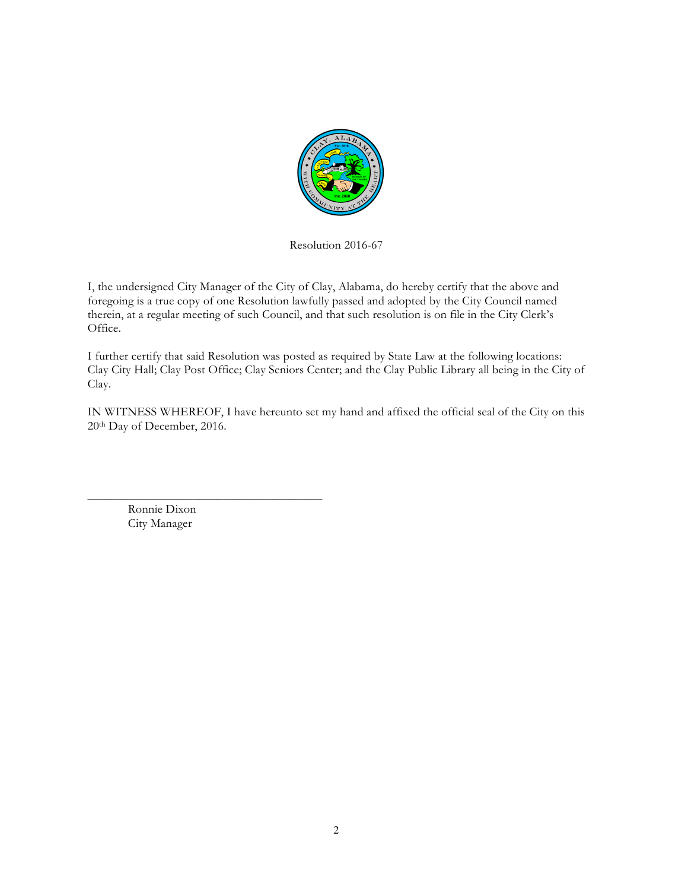Resolution 2016-67

I, the undersigned City Manager of the City of Clay, Alabama, do hereby certify that the above and foregoing is a true copy of one Resolution lawfully passed and adopted by the City Council named therein, at a regular meeting of such Council, and that such resolution is on file in the City Clerk's Office.

I further certify that said Resolution was posted as required by State Law at the following locations: Clay City Hall; Clay Post Office; Clay Seniors Center; and the Clay Public Library all being in the City of Clay.

IN WITNESS WHEREOF, I have hereunto set my hand and affixed the official seal of the City on this 20th Day of December, 2016.

\_\_\_\_\_\_\_\_\_\_\_\_\_\_\_\_\_\_\_\_\_\_\_\_\_\_\_\_\_\_\_\_\_\_\_\_\_\_\_\_

Ronnie Dixon
City Manager